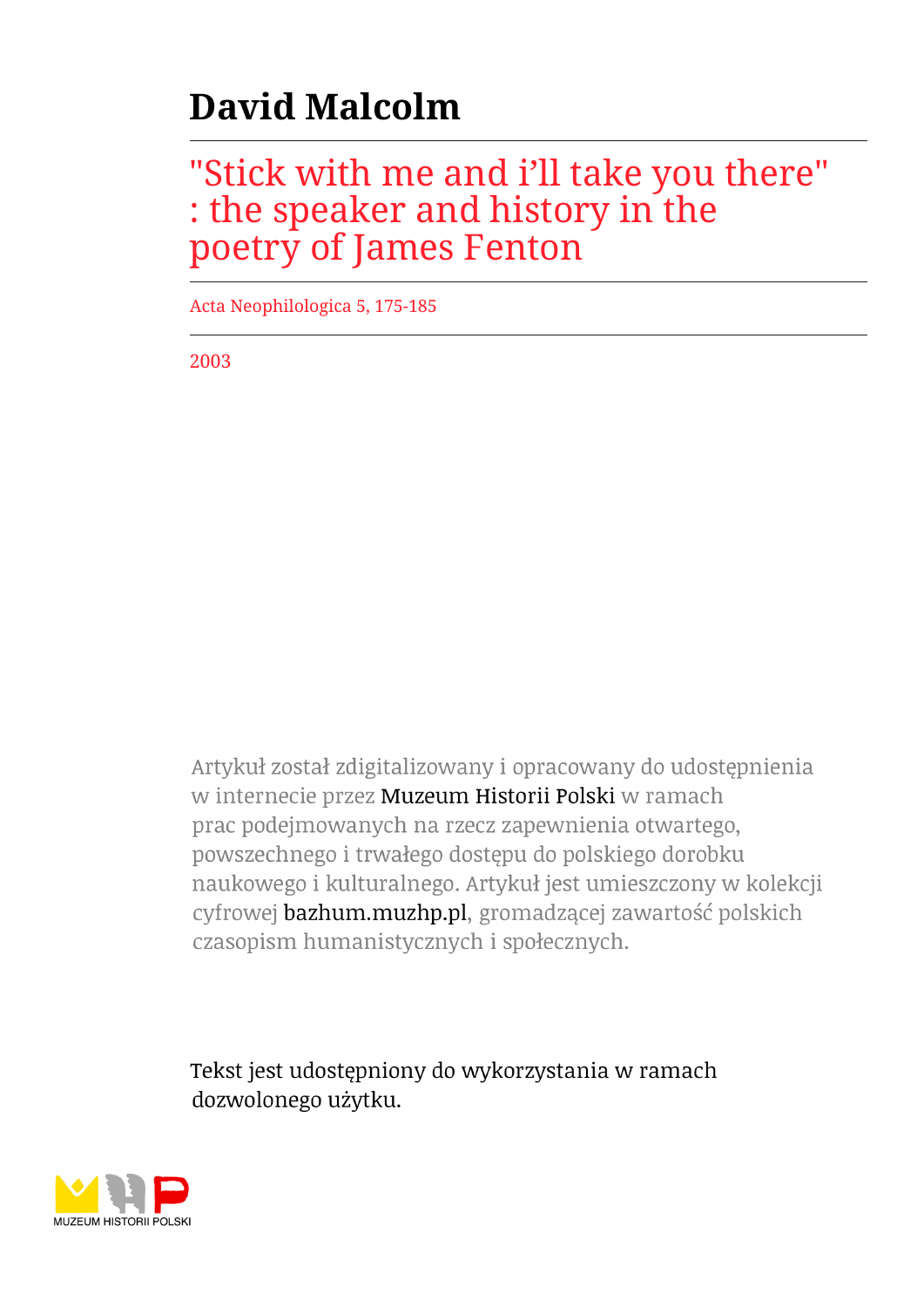# David Malcolm

## "Stick with me and i'll take you there" : the speaker and history in the poetry of James Fenton

Acta Neophilologica 5, 175-185

2003

Artykuł został zdigitalizowany i opracowany do udostępnienia w internecie przez Muzeum Historii Polski w ramach prac podejmowanych na rzecz zapewnienia otwartego, powszechnego i trwałego dostępu do polskiego dorobku naukowego i kulturalnego. Artykuł jest umieszczony w kolekcji cyfrowej bazhum.muzhp.pl, gromadzącej zawartość polskich czasopism humanistycznych i społecznych.

Tekst jest udostępniony do wykorzystania w ramach dozwolonego użytku.

MUZEUM HISTORII POLSKI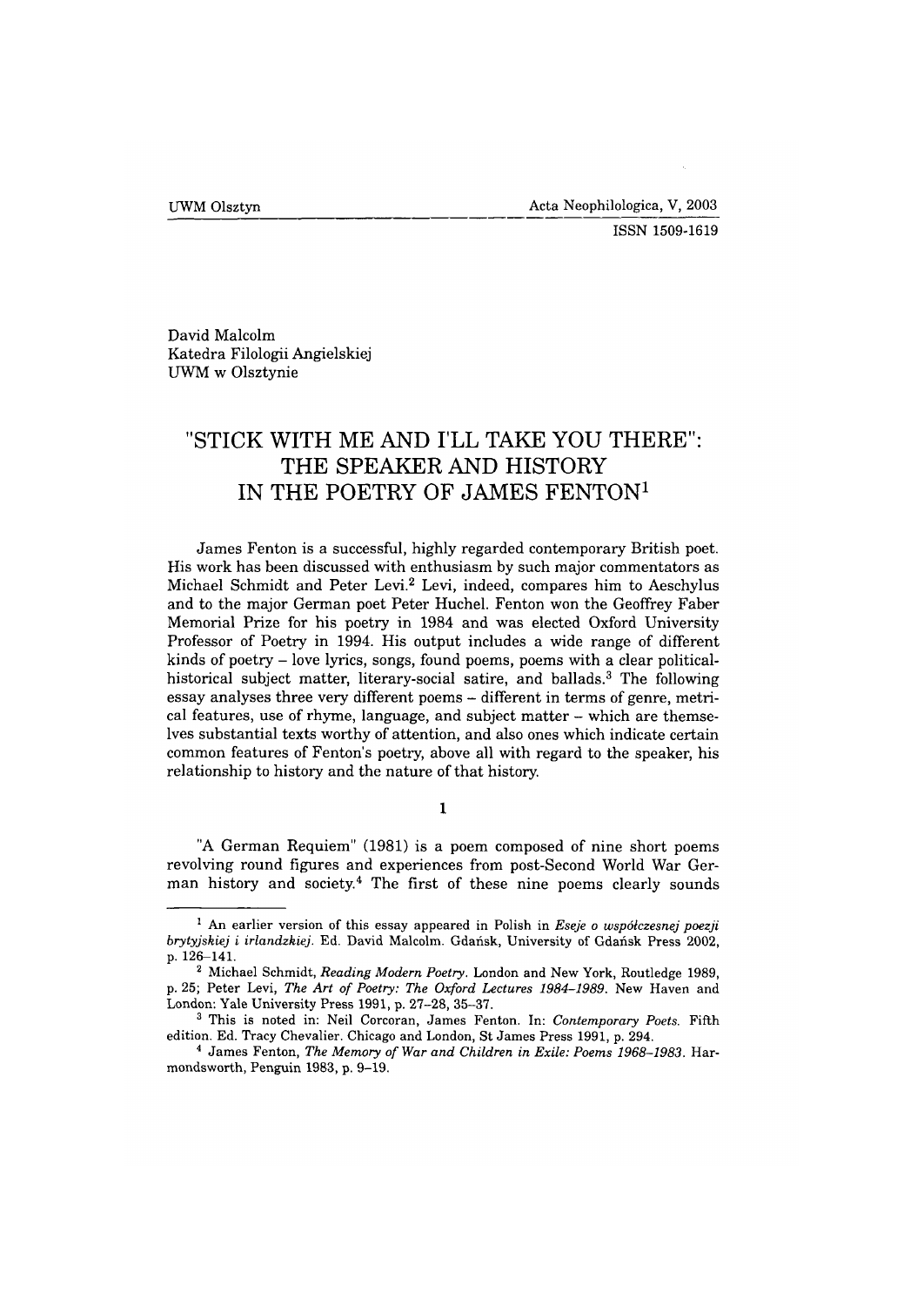David Malcolm
Katedra Filologii Angielskiej
UWM w Olsztynie

# "STICK WITH ME AND I'LL TAKE YOU THERE": THE SPEAKER AND HISTORY IN THE POETRY OF JAMES FENTON[1]

James Fenton is a successful, highly regarded contemporary British poet. His work has been discussed with enthusiasm by such major commentators as Michael Schmidt and Peter Levi.[2] Levi, indeed, compares him to Aeschylus and to the major German poet Peter Huchel. Fenton won the Geoffrey Faber Memorial Prize for his poetry in 1984 and was elected Oxford University Professor of Poetry in 1994. His output includes a wide range of different kinds of poetry – love lyrics, songs, found poems, poems with a clear political-historical subject matter, literary-social satire, and ballads.[3] The following essay analyses three very different poems – different in terms of genre, metrical features, use of rhyme, language, and subject matter – which are themselves substantial texts worthy of attention, and also ones which indicate certain common features of Fenton's poetry, above all with regard to the speaker, his relationship to history and the nature of that history.

## 1

"A German Requiem" (1981) is a poem composed of nine short poems revolving round figures and experiences from post-Second World War German history and society.[4] The first of these nine poems clearly sounds

---

[1] An earlier version of this essay appeared in Polish in *Eseje o współczesnej poezji brytyjskiej i irlandzkiej*. Ed. David Malcolm. Gdańsk, University of Gdańsk Press 2002, p. 126–141.

[2] Michael Schmidt, *Reading Modern Poetry*. London and New York, Routledge 1989, p. 25; Peter Levi, *The Art of Poetry: The Oxford Lectures 1984–1989*. New Haven and London: Yale University Press 1991, p. 27–28, 35–37.

[3] This is noted in: Neil Corcoran, James Fenton. In: *Contemporary Poets*. Fifth edition. Ed. Tracy Chevalier. Chicago and London, St James Press 1991, p. 294.

[4] James Fenton, *The Memory of War and Children in Exile: Poems 1968–1983*. Harmondsworth, Penguin 1983, p. 9–19.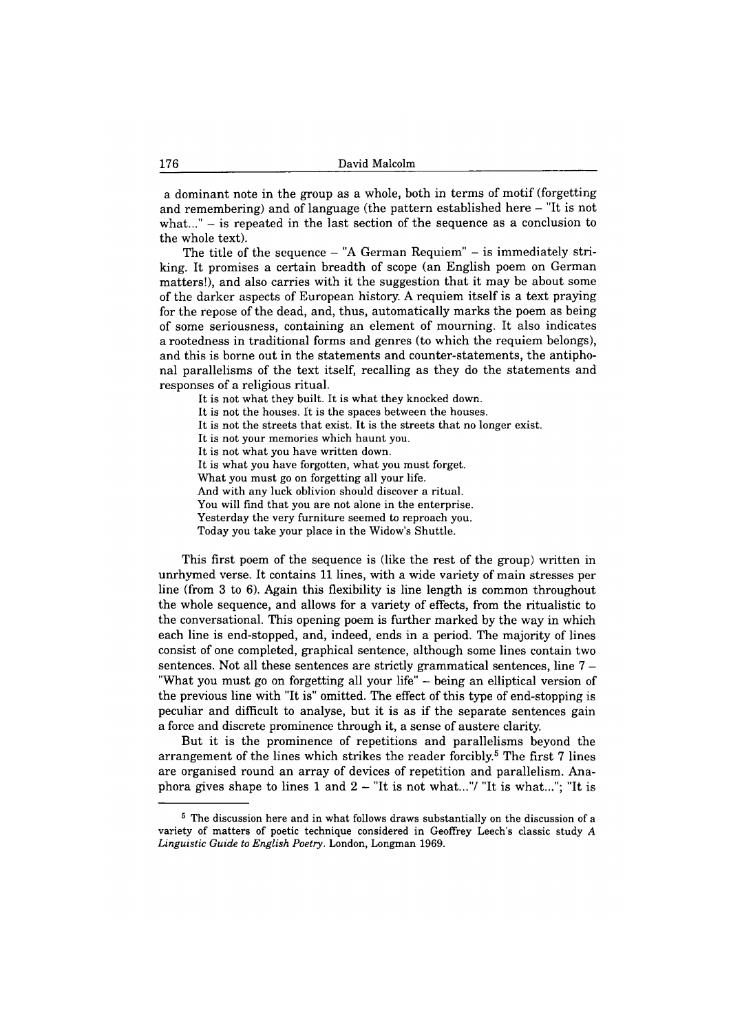a dominant note in the group as a whole, both in terms of motif (forgetting and remembering) and of language (the pattern established here – "It is not what..." – is repeated in the last section of the sequence as a conclusion to the whole text).

The title of the sequence – "A German Requiem" – is immediately striking. It promises a certain breadth of scope (an English poem on German matters!), and also carries with it the suggestion that it may be about some of the darker aspects of European history. A requiem itself is a text praying for the repose of the dead, and, thus, automatically marks the poem as being of some seriousness, containing an element of mourning. It also indicates a rootedness in traditional forms and genres (to which the requiem belongs), and this is borne out in the statements and counter-statements, the antiphonal parallelisms of the text itself, recalling as they do the statements and responses of a religious ritual.

> It is not what they built. It is what they knocked down.
> It is not the houses. It is the spaces between the houses.
> It is not the streets that exist. It is the streets that no longer exist.
> It is not your memories which haunt you.
> It is not what you have written down.
> It is what you have forgotten, what you must forget.
> What you must go on forgetting all your life.
> And with any luck oblivion should discover a ritual.
> You will find that you are not alone in the enterprise.
> Yesterday the very furniture seemed to reproach you.
> Today you take your place in the Widow's Shuttle.

This first poem of the sequence is (like the rest of the group) written in unrhymed verse. It contains 11 lines, with a wide variety of main stresses per line (from 3 to 6). Again this flexibility is line length is common throughout the whole sequence, and allows for a variety of effects, from the ritualistic to the conversational. This opening poem is further marked by the way in which each line is end-stopped, and, indeed, ends in a period. The majority of lines consist of one completed, graphical sentence, although some lines contain two sentences. Not all these sentences are strictly grammatical sentences, line 7 – "What you must go on forgetting all your life" – being an elliptical version of the previous line with "It is" omitted. The effect of this type of end-stopping is peculiar and difficult to analyse, but it is as if the separate sentences gain a force and discrete prominence through it, a sense of austere clarity.

But it is the prominence of repetitions and parallelisms beyond the arrangement of the lines which strikes the reader forcibly.[5] The first 7 lines are organised round an array of devices of repetition and parallelism. Anaphora gives shape to lines 1 and 2 – "It is not what..."/ "It is what..."; "It is

[5] The discussion here and in what follows draws substantially on the discussion of a variety of matters of poetic technique considered in Geoffrey Leech's classic study *A Linguistic Guide to English Poetry*. London, Longman 1969.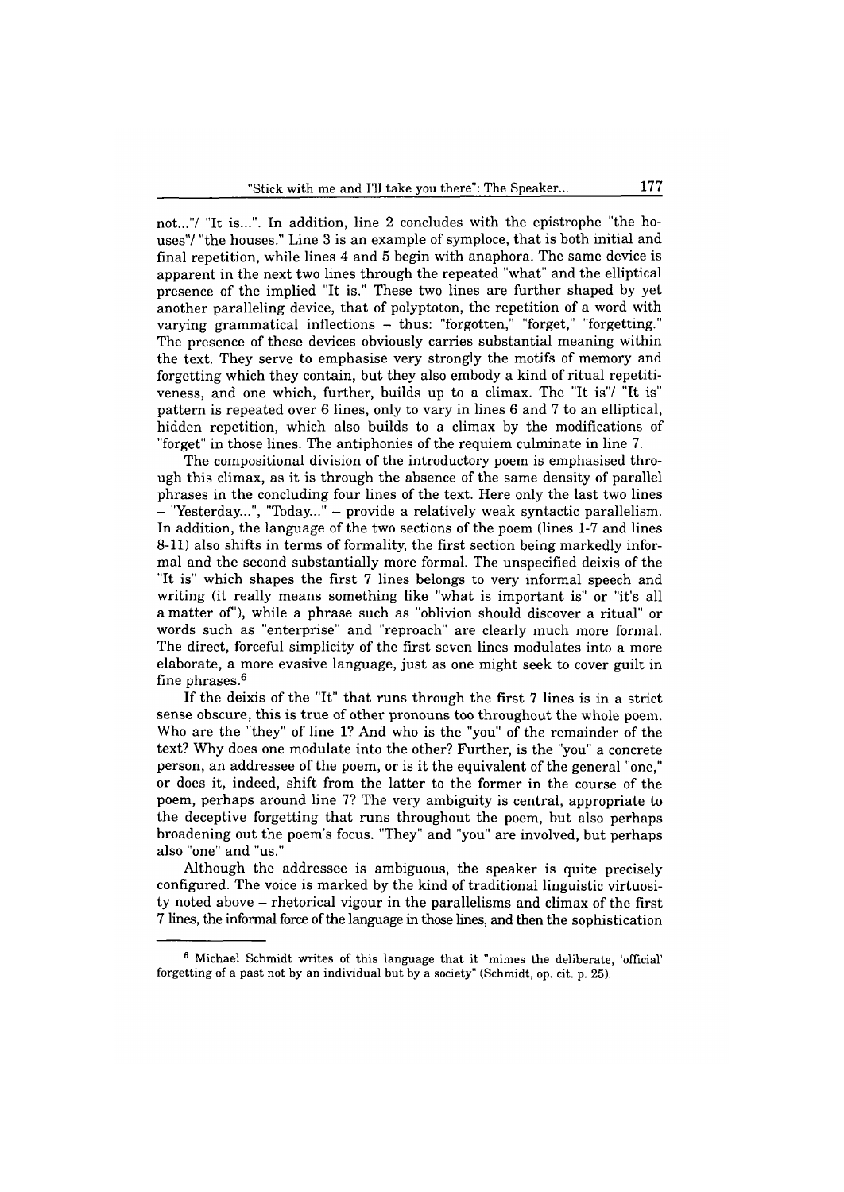not..."/ "It is...". In addition, line 2 concludes with the epistrophe "the houses"/ "the houses." Line 3 is an example of symploce, that is both initial and final repetition, while lines 4 and 5 begin with anaphora. The same device is apparent in the next two lines through the repeated "what" and the elliptical presence of the implied "It is." These two lines are further shaped by yet another paralleling device, that of polyptoton, the repetition of a word with varying grammatical inflections – thus: "forgotten," "forget," "forgetting." The presence of these devices obviously carries substantial meaning within the text. They serve to emphasise very strongly the motifs of memory and forgetting which they contain, but they also embody a kind of ritual repetitiveness, and one which, further, builds up to a climax. The "It is"/ "It is" pattern is repeated over 6 lines, only to vary in lines 6 and 7 to an elliptical, hidden repetition, which also builds to a climax by the modifications of "forget" in those lines. The antiphonies of the requiem culminate in line 7.

The compositional division of the introductory poem is emphasised through this climax, as it is through the absence of the same density of parallel phrases in the concluding four lines of the text. Here only the last two lines – "Yesterday...", "Today..." – provide a relatively weak syntactic parallelism. In addition, the language of the two sections of the poem (lines 1-7 and lines 8-11) also shifts in terms of formality, the first section being markedly informal and the second substantially more formal. The unspecified deixis of the "It is" which shapes the first 7 lines belongs to very informal speech and writing (it really means something like "what is important is" or "it's all a matter of"), while a phrase such as "oblivion should discover a ritual" or words such as "enterprise" and "reproach" are clearly much more formal. The direct, forceful simplicity of the first seven lines modulates into a more elaborate, a more evasive language, just as one might seek to cover guilt in fine phrases.[6]

If the deixis of the "It" that runs through the first 7 lines is in a strict sense obscure, this is true of other pronouns too throughout the whole poem. Who are the "they" of line 1? And who is the "you" of the remainder of the text? Why does one modulate into the other? Further, is the "you" a concrete person, an addressee of the poem, or is it the equivalent of the general "one," or does it, indeed, shift from the latter to the former in the course of the poem, perhaps around line 7? The very ambiguity is central, appropriate to the deceptive forgetting that runs throughout the poem, but also perhaps broadening out the poem's focus. "They" and "you" are involved, but perhaps also "one" and "us."

Although the addressee is ambiguous, the speaker is quite precisely configured. The voice is marked by the kind of traditional linguistic virtuosity noted above – rhetorical vigour in the parallelisms and climax of the first 7 lines, the informal force of the language in those lines, and then the sophistication

---

[6] Michael Schmidt writes of this language that it "mimes the deliberate, 'official' forgetting of a past not by an individual but by a society" (Schmidt, op. cit. p. 25).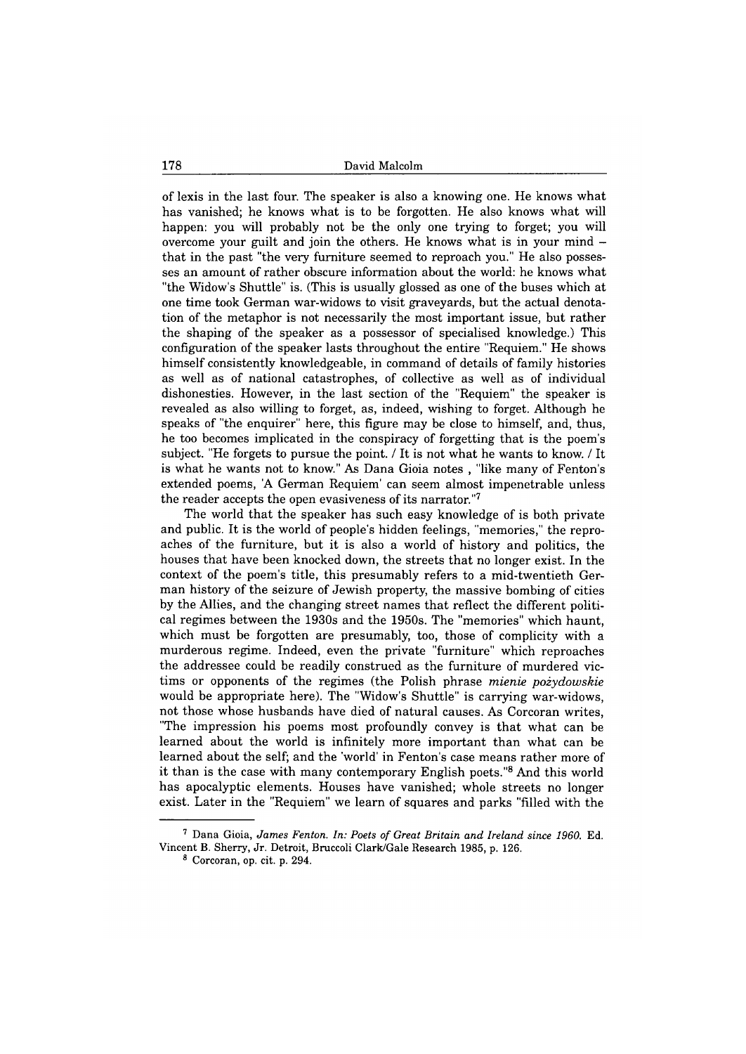of lexis in the last four. The speaker is also a knowing one. He knows what has vanished; he knows what is to be forgotten. He also knows what will happen: you will probably not be the only one trying to forget; you will overcome your guilt and join the others. He knows what is in your mind – that in the past "the very furniture seemed to reproach you." He also possesses an amount of rather obscure information about the world: he knows what "the Widow's Shuttle" is. (This is usually glossed as one of the buses which at one time took German war-widows to visit graveyards, but the actual denotation of the metaphor is not necessarily the most important issue, but rather the shaping of the speaker as a possessor of specialised knowledge.) This configuration of the speaker lasts throughout the entire "Requiem." He shows himself consistently knowledgeable, in command of details of family histories as well as of national catastrophes, of collective as well as of individual dishonesties. However, in the last section of the "Requiem" the speaker is revealed as also willing to forget, as, indeed, wishing to forget. Although he speaks of "the enquirer" here, this figure may be close to himself, and, thus, he too becomes implicated in the conspiracy of forgetting that is the poem's subject. "He forgets to pursue the point. / It is not what he wants to know. / It is what he wants not to know." As Dana Gioia notes , "like many of Fenton's extended poems, 'A German Requiem' can seem almost impenetrable unless the reader accepts the open evasiveness of its narrator."[7]

The world that the speaker has such easy knowledge of is both private and public. It is the world of people's hidden feelings, "memories," the reproaches of the furniture, but it is also a world of history and politics, the houses that have been knocked down, the streets that no longer exist. In the context of the poem's title, this presumably refers to a mid-twentieth German history of the seizure of Jewish property, the massive bombing of cities by the Allies, and the changing street names that reflect the different political regimes between the 1930s and the 1950s. The "memories" which haunt, which must be forgotten are presumably, too, those of complicity with a murderous regime. Indeed, even the private "furniture" which reproaches the addressee could be readily construed as the furniture of murdered victims or opponents of the regimes (the Polish phrase *mienie pożydowskie* would be appropriate here). The "Widow's Shuttle" is carrying war-widows, not those whose husbands have died of natural causes. As Corcoran writes, "The impression his poems most profoundly convey is that what can be learned about the world is infinitely more important than what can be learned about the self; and the 'world' in Fenton's case means rather more of it than is the case with many contemporary English poets."[8] And this world has apocalyptic elements. Houses have vanished; whole streets no longer exist. Later in the "Requiem" we learn of squares and parks "filled with the

---

[7] Dana Gioia, *James Fenton. In: Poets of Great Britain and Ireland since 1960.* Ed. Vincent B. Sherry, Jr. Detroit, Bruccoli Clark/Gale Research 1985, p. 126.

[8] Corcoran, op. cit. p. 294.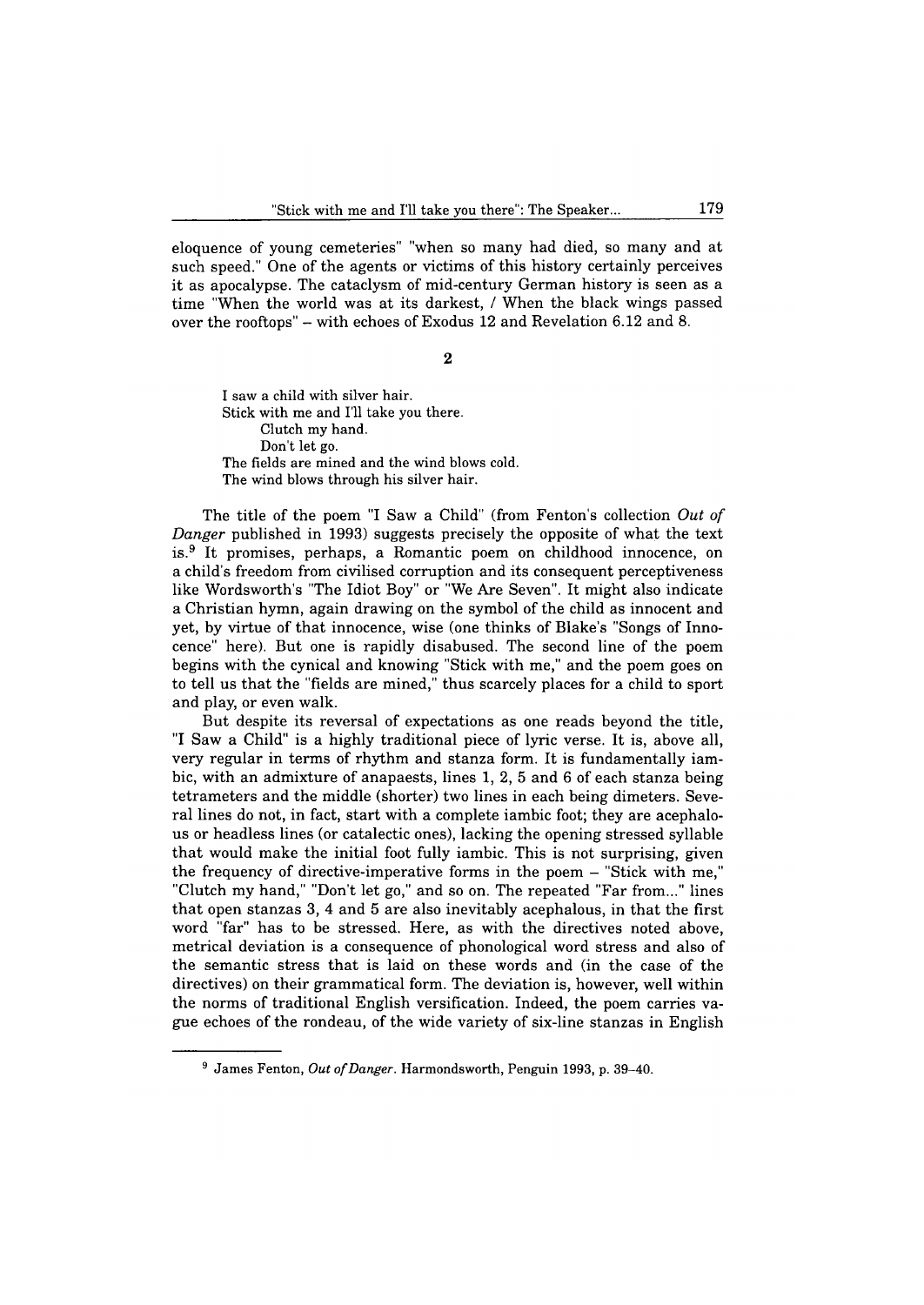eloquence of young cemeteries" "when so many had died, so many and at such speed." One of the agents or victims of this history certainly perceives it as apocalypse. The cataclysm of mid-century German history is seen as a time "When the world was at its darkest, / When the black wings passed over the rooftops" – with echoes of Exodus 12 and Revelation 6.12 and 8.

## 2

> I saw a child with silver hair.  
> Stick with me and I'll take you there.  
> Clutch my hand.  
> Don't let go.  
> The fields are mined and the wind blows cold.  
> The wind blows through his silver hair.

The title of the poem "I Saw a Child" (from Fenton's collection *Out of Danger* published in 1993) suggests precisely the opposite of what the text is.[9] It promises, perhaps, a Romantic poem on childhood innocence, on a child's freedom from civilised corruption and its consequent perceptiveness like Wordsworth's "The Idiot Boy" or "We Are Seven". It might also indicate a Christian hymn, again drawing on the symbol of the child as innocent and yet, by virtue of that innocence, wise (one thinks of Blake's "Songs of Innocence" here). But one is rapidly disabused. The second line of the poem begins with the cynical and knowing "Stick with me," and the poem goes on to tell us that the "fields are mined," thus scarcely places for a child to sport and play, or even walk.

But despite its reversal of expectations as one reads beyond the title, "I Saw a Child" is a highly traditional piece of lyric verse. It is, above all, very regular in terms of rhythm and stanza form. It is fundamentally iambic, with an admixture of anapaests, lines 1, 2, 5 and 6 of each stanza being tetrameters and the middle (shorter) two lines in each being dimeters. Several lines do not, in fact, start with a complete iambic foot; they are acephalous or headless lines (or catalectic ones), lacking the opening stressed syllable that would make the initial foot fully iambic. This is not surprising, given the frequency of directive-imperative forms in the poem – "Stick with me," "Clutch my hand," "Don't let go," and so on. The repeated "Far from..." lines that open stanzas 3, 4 and 5 are also inevitably acephalous, in that the first word "far" has to be stressed. Here, as with the directives noted above, metrical deviation is a consequence of phonological word stress and also of the semantic stress that is laid on these words and (in the case of the directives) on their grammatical form. The deviation is, however, well within the norms of traditional English versification. Indeed, the poem carries vague echoes of the rondeau, of the wide variety of six-line stanzas in English

---

[9] James Fenton, *Out of Danger*. Harmondsworth, Penguin 1993, p. 39–40.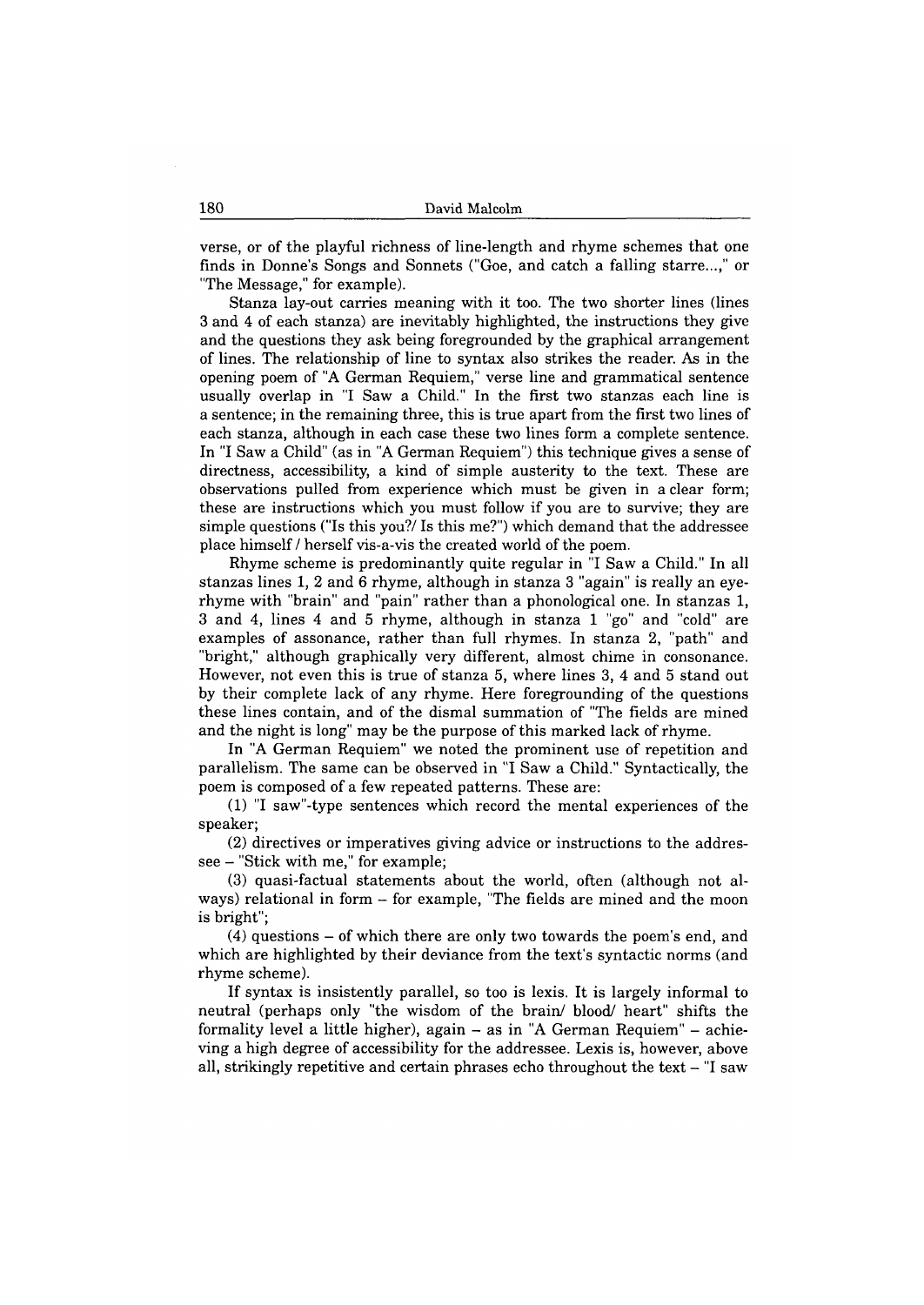verse, or of the playful richness of line-length and rhyme schemes that one finds in Donne's Songs and Sonnets ("Goe, and catch a falling starre...," or "The Message," for example).

Stanza lay-out carries meaning with it too. The two shorter lines (lines 3 and 4 of each stanza) are inevitably highlighted, the instructions they give and the questions they ask being foregrounded by the graphical arrangement of lines. The relationship of line to syntax also strikes the reader. As in the opening poem of "A German Requiem," verse line and grammatical sentence usually overlap in "I Saw a Child." In the first two stanzas each line is a sentence; in the remaining three, this is true apart from the first two lines of each stanza, although in each case these two lines form a complete sentence. In "I Saw a Child" (as in "A German Requiem") this technique gives a sense of directness, accessibility, a kind of simple austerity to the text. These are observations pulled from experience which must be given in a clear form; these are instructions which you must follow if you are to survive; they are simple questions ("Is this you?/ Is this me?") which demand that the addressee place himself / herself vis-a-vis the created world of the poem.

Rhyme scheme is predominantly quite regular in "I Saw a Child." In all stanzas lines 1, 2 and 6 rhyme, although in stanza 3 "again" is really an eye-rhyme with "brain" and "pain" rather than a phonological one. In stanzas 1, 3 and 4, lines 4 and 5 rhyme, although in stanza 1 "go" and "cold" are examples of assonance, rather than full rhymes. In stanza 2, "path" and "bright," although graphically very different, almost chime in consonance. However, not even this is true of stanza 5, where lines 3, 4 and 5 stand out by their complete lack of any rhyme. Here foregrounding of the questions these lines contain, and of the dismal summation of "The fields are mined and the night is long" may be the purpose of this marked lack of rhyme.

In "A German Requiem" we noted the prominent use of repetition and parallelism. The same can be observed in "I Saw a Child." Syntactically, the poem is composed of a few repeated patterns. These are:

(1) "I saw"-type sentences which record the mental experiences of the speaker;

(2) directives or imperatives giving advice or instructions to the addressee – "Stick with me," for example;

(3) quasi-factual statements about the world, often (although not always) relational in form – for example, "The fields are mined and the moon is bright";

(4) questions – of which there are only two towards the poem's end, and which are highlighted by their deviance from the text's syntactic norms (and rhyme scheme).

If syntax is insistently parallel, so too is lexis. It is largely informal to neutral (perhaps only "the wisdom of the brain/ blood/ heart" shifts the formality level a little higher), again – as in "A German Requiem" – achieving a high degree of accessibility for the addressee. Lexis is, however, above all, strikingly repetitive and certain phrases echo throughout the text – "I saw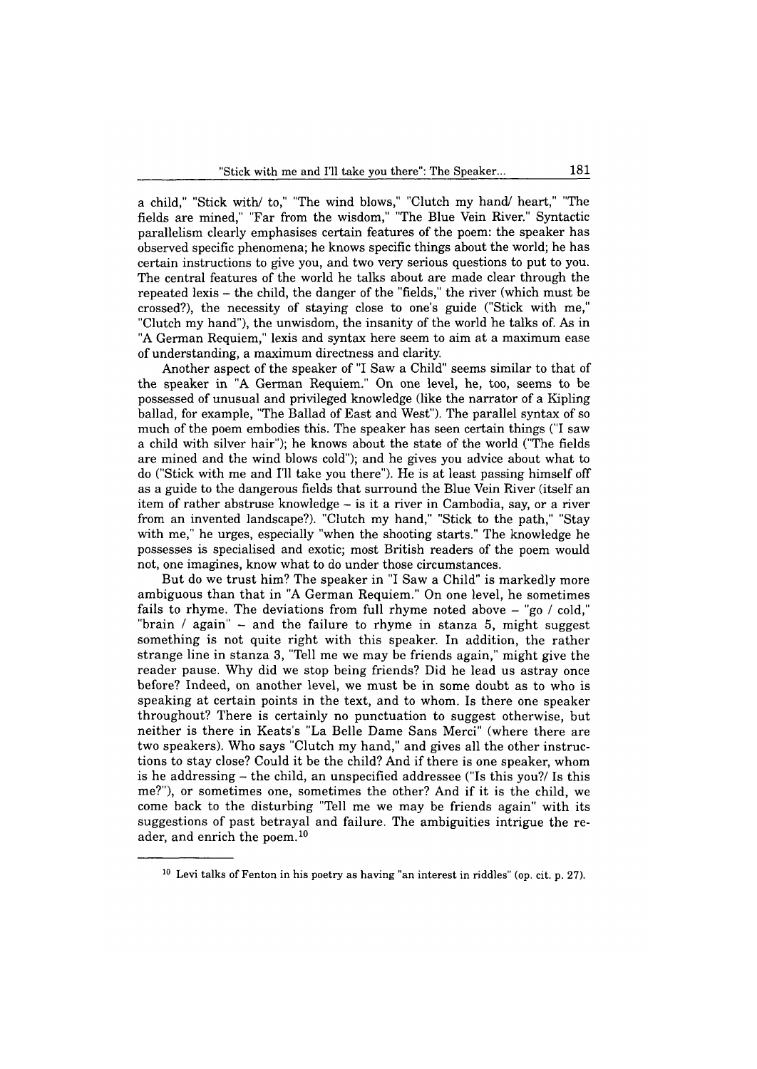a child," "Stick with/ to," "The wind blows," "Clutch my hand/ heart," "The fields are mined," "Far from the wisdom," "The Blue Vein River." Syntactic parallelism clearly emphasises certain features of the poem: the speaker has observed specific phenomena; he knows specific things about the world; he has certain instructions to give you, and two very serious questions to put to you. The central features of the world he talks about are made clear through the repeated lexis – the child, the danger of the "fields," the river (which must be crossed?), the necessity of staying close to one's guide ("Stick with me," "Clutch my hand"), the unwisdom, the insanity of the world he talks of. As in "A German Requiem," lexis and syntax here seem to aim at a maximum ease of understanding, a maximum directness and clarity.

Another aspect of the speaker of "I Saw a Child" seems similar to that of the speaker in "A German Requiem." On one level, he, too, seems to be possessed of unusual and privileged knowledge (like the narrator of a Kipling ballad, for example, "The Ballad of East and West"). The parallel syntax of so much of the poem embodies this. The speaker has seen certain things ("I saw a child with silver hair"); he knows about the state of the world ("The fields are mined and the wind blows cold"); and he gives you advice about what to do ("Stick with me and I'll take you there"). He is at least passing himself off as a guide to the dangerous fields that surround the Blue Vein River (itself an item of rather abstruse knowledge – is it a river in Cambodia, say, or a river from an invented landscape?). "Clutch my hand," "Stick to the path," "Stay with me," he urges, especially "when the shooting starts." The knowledge he possesses is specialised and exotic; most British readers of the poem would not, one imagines, know what to do under those circumstances.

But do we trust him? The speaker in "I Saw a Child" is markedly more ambiguous than that in "A German Requiem." On one level, he sometimes fails to rhyme. The deviations from full rhyme noted above – "go / cold," "brain / again" – and the failure to rhyme in stanza 5, might suggest something is not quite right with this speaker. In addition, the rather strange line in stanza 3, "Tell me we may be friends again," might give the reader pause. Why did we stop being friends? Did he lead us astray once before? Indeed, on another level, we must be in some doubt as to who is speaking at certain points in the text, and to whom. Is there one speaker throughout? There is certainly no punctuation to suggest otherwise, but neither is there in Keats's "La Belle Dame Sans Merci" (where there are two speakers). Who says "Clutch my hand," and gives all the other instructions to stay close? Could it be the child? And if there is one speaker, whom is he addressing – the child, an unspecified addressee ("Is this you?/ Is this me?"), or sometimes one, sometimes the other? And if it is the child, we come back to the disturbing "Tell me we may be friends again" with its suggestions of past betrayal and failure. The ambiguities intrigue the reader, and enrich the poem.[10]

---

[10] Levi talks of Fenton in his poetry as having "an interest in riddles" (op. cit. p. 27).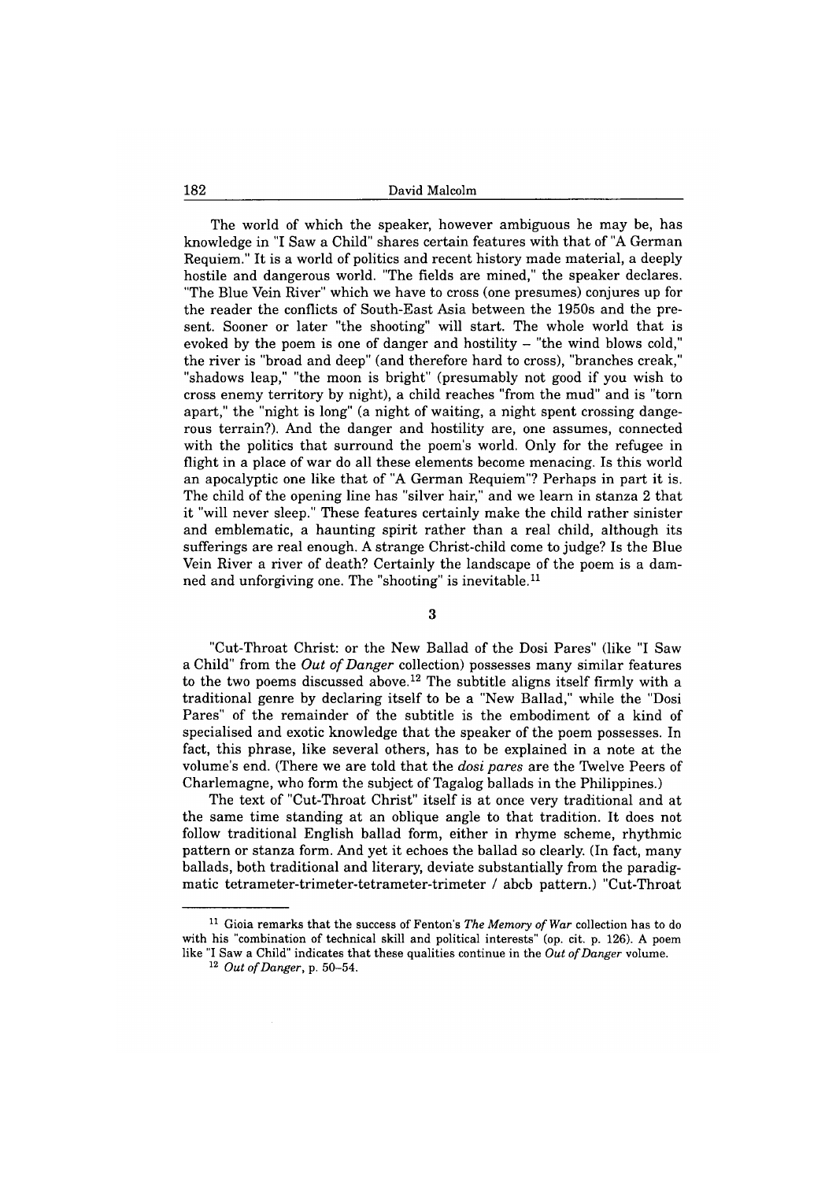The world of which the speaker, however ambiguous he may be, has knowledge in "I Saw a Child" shares certain features with that of "A German Requiem." It is a world of politics and recent history made material, a deeply hostile and dangerous world. "The fields are mined," the speaker declares. "The Blue Vein River" which we have to cross (one presumes) conjures up for the reader the conflicts of South-East Asia between the 1950s and the present. Sooner or later "the shooting" will start. The whole world that is evoked by the poem is one of danger and hostility – "the wind blows cold," the river is "broad and deep" (and therefore hard to cross), "branches creak," "shadows leap," "the moon is bright" (presumably not good if you wish to cross enemy territory by night), a child reaches "from the mud" and is "torn apart," the "night is long" (a night of waiting, a night spent crossing dangerous terrain?). And the danger and hostility are, one assumes, connected with the politics that surround the poem's world. Only for the refugee in flight in a place of war do all these elements become menacing. Is this world an apocalyptic one like that of "A German Requiem"? Perhaps in part it is. The child of the opening line has "silver hair," and we learn in stanza 2 that it "will never sleep." These features certainly make the child rather sinister and emblematic, a haunting spirit rather than a real child, although its sufferings are real enough. A strange Christ-child come to judge? Is the Blue Vein River a river of death? Certainly the landscape of the poem is a damned and unforgiving one. The "shooting" is inevitable.[11]

## 3

"Cut-Throat Christ: or the New Ballad of the Dosi Pares" (like "I Saw a Child" from the *Out of Danger* collection) possesses many similar features to the two poems discussed above.[12] The subtitle aligns itself firmly with a traditional genre by declaring itself to be a "New Ballad," while the "Dosi Pares" of the remainder of the subtitle is the embodiment of a kind of specialised and exotic knowledge that the speaker of the poem possesses. In fact, this phrase, like several others, has to be explained in a note at the volume's end. (There we are told that the *dosi pares* are the Twelve Peers of Charlemagne, who form the subject of Tagalog ballads in the Philippines.)

The text of "Cut-Throat Christ" itself is at once very traditional and at the same time standing at an oblique angle to that tradition. It does not follow traditional English ballad form, either in rhyme scheme, rhythmic pattern or stanza form. And yet it echoes the ballad so clearly. (In fact, many ballads, both traditional and literary, deviate substantially from the paradigmatic tetrameter-trimeter-tetrameter-trimeter / abcb pattern.) "Cut-Throat

---

[11] Gioia remarks that the success of Fenton's *The Memory of War* collection has to do with his "combination of technical skill and political interests" (op. cit. p. 126). A poem like "I Saw a Child" indicates that these qualities continue in the *Out of Danger* volume.

[12] *Out of Danger*, p. 50–54.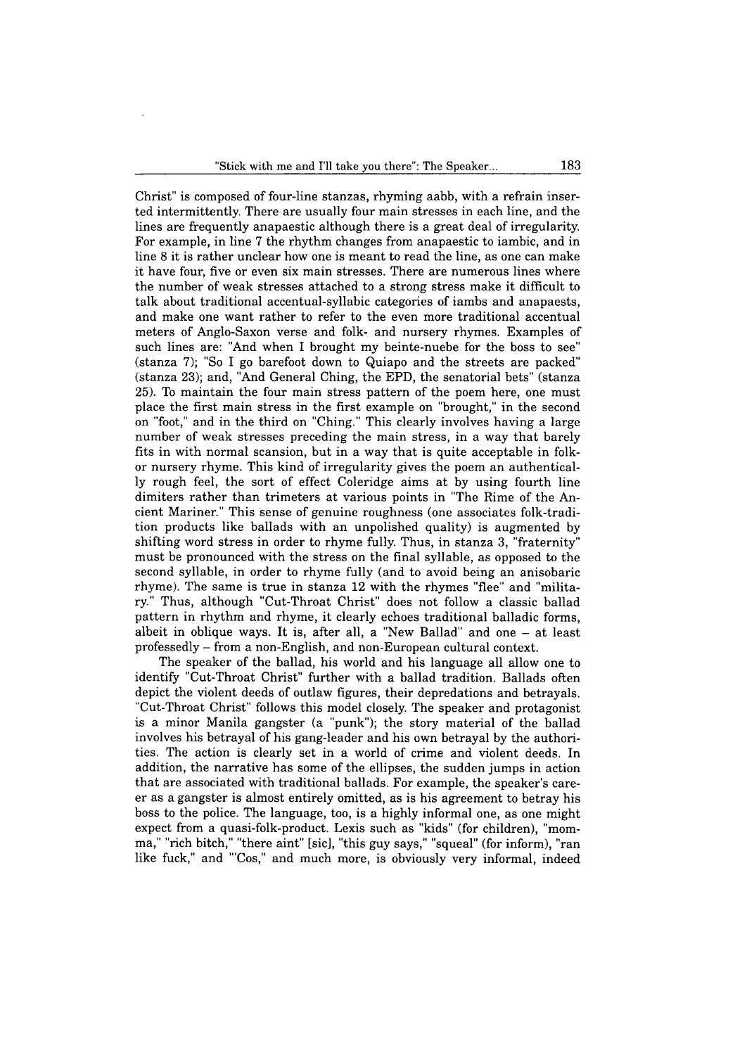Christ" is composed of four-line stanzas, rhyming aabb, with a refrain inserted intermittently. There are usually four main stresses in each line, and the lines are frequently anapaestic although there is a great deal of irregularity. For example, in line 7 the rhythm changes from anapaestic to iambic, and in line 8 it is rather unclear how one is meant to read the line, as one can make it have four, five or even six main stresses. There are numerous lines where the number of weak stresses attached to a strong stress make it difficult to talk about traditional accentual-syllabic categories of iambs and anapaests, and make one want rather to refer to the even more traditional accentual meters of Anglo-Saxon verse and folk- and nursery rhymes. Examples of such lines are: "And when I brought my beinte-nuebe for the boss to see" (stanza 7); "So I go barefoot down to Quiapo and the streets are packed" (stanza 23); and, "And General Ching, the EPD, the senatorial bets" (stanza 25). To maintain the four main stress pattern of the poem here, one must place the first main stress in the first example on "brought," in the second on "foot," and in the third on "Ching." This clearly involves having a large number of weak stresses preceding the main stress, in a way that barely fits in with normal scansion, but in a way that is quite acceptable in folk- or nursery rhyme. This kind of irregularity gives the poem an authentically rough feel, the sort of effect Coleridge aims at by using fourth line dimiters rather than trimeters at various points in "The Rime of the Ancient Mariner." This sense of genuine roughness (one associates folk-tradition products like ballads with an unpolished quality) is augmented by shifting word stress in order to rhyme fully. Thus, in stanza 3, "fraternity" must be pronounced with the stress on the final syllable, as opposed to the second syllable, in order to rhyme fully (and to avoid being an anisobaric rhyme). The same is true in stanza 12 with the rhymes "flee" and "military." Thus, although "Cut-Throat Christ" does not follow a classic ballad pattern in rhythm and rhyme, it clearly echoes traditional balladic forms, albeit in oblique ways. It is, after all, a "New Ballad" and one – at least professedly – from a non-English, and non-European cultural context.

The speaker of the ballad, his world and his language all allow one to identify "Cut-Throat Christ" further with a ballad tradition. Ballads often depict the violent deeds of outlaw figures, their depredations and betrayals. "Cut-Throat Christ" follows this model closely. The speaker and protagonist is a minor Manila gangster (a "punk"); the story material of the ballad involves his betrayal of his gang-leader and his own betrayal by the authorities. The action is clearly set in a world of crime and violent deeds. In addition, the narrative has some of the ellipses, the sudden jumps in action that are associated with traditional ballads. For example, the speaker's career as a gangster is almost entirely omitted, as is his agreement to betray his boss to the police. The language, too, is a highly informal one, as one might expect from a quasi-folk-product. Lexis such as "kids" (for children), "momma," "rich bitch," "there aint" [sic], "this guy says," "squeal" (for inform), "ran like fuck," and "'Cos," and much more, is obviously very informal, indeed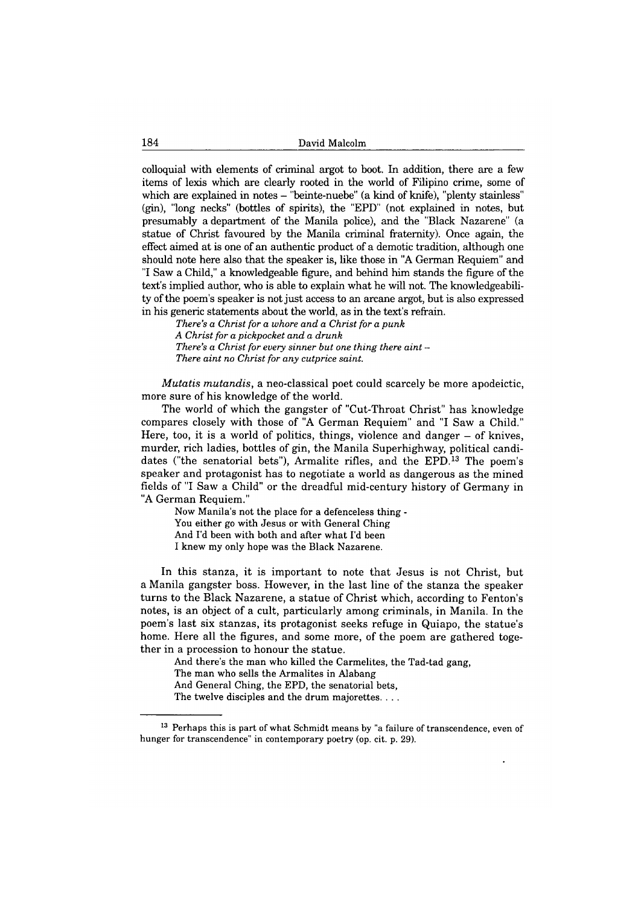colloquial with elements of criminal argot to boot. In addition, there are a few items of lexis which are clearly rooted in the world of Filipino crime, some of which are explained in notes – "beinte-nuebe" (a kind of knife), "plenty stainless" (gin), "long necks" (bottles of spirits), the "EPD" (not explained in notes, but presumably a department of the Manila police), and the "Black Nazarene" (a statue of Christ favoured by the Manila criminal fraternity). Once again, the effect aimed at is one of an authentic product of a demotic tradition, although one should note here also that the speaker is, like those in "A German Requiem" and "I Saw a Child," a knowledgeable figure, and behind him stands the figure of the text's implied author, who is able to explain what he will not. The knowledgeability of the poem's speaker is not just access to an arcane argot, but is also expressed in his generic statements about the world, as in the text's refrain.

> *There's a Christ for a whore and a Christ for a punk*
> *A Christ for a pickpocket and a drunk*
> *There's a Christ for every sinner but one thing there aint –*
> *There aint no Christ for any cutprice saint.*

*Mutatis mutandis*, a neo-classical poet could scarcely be more apodeictic, more sure of his knowledge of the world.

The world of which the gangster of "Cut-Throat Christ" has knowledge compares closely with those of "A German Requiem" and "I Saw a Child." Here, too, it is a world of politics, things, violence and danger – of knives, murder, rich ladies, bottles of gin, the Manila Superhighway, political candidates ("the senatorial bets"), Armalite rifles, and the EPD.[13] The poem's speaker and protagonist has to negotiate a world as dangerous as the mined fields of "I Saw a Child" or the dreadful mid-century history of Germany in "A German Requiem."

> Now Manila's not the place for a defenceless thing -
> You either go with Jesus or with General Ching
> And I'd been with both and after what I'd been
> I knew my only hope was the Black Nazarene.

In this stanza, it is important to note that Jesus is not Christ, but a Manila gangster boss. However, in the last line of the stanza the speaker turns to the Black Nazarene, a statue of Christ which, according to Fenton's notes, is an object of a cult, particularly among criminals, in Manila. In the poem's last six stanzas, its protagonist seeks refuge in Quiapo, the statue's home. Here all the figures, and some more, of the poem are gathered together in a procession to honour the statue.

> And there's the man who killed the Carmelites, the Tad-tad gang,
> The man who sells the Armalites in Alabang
> And General Ching, the EPD, the senatorial bets,
> The twelve disciples and the drum majorettes. . . .

---

[13] Perhaps this is part of what Schmidt means by "a failure of transcendence, even of hunger for transcendence" in contemporary poetry (op. cit. p. 29).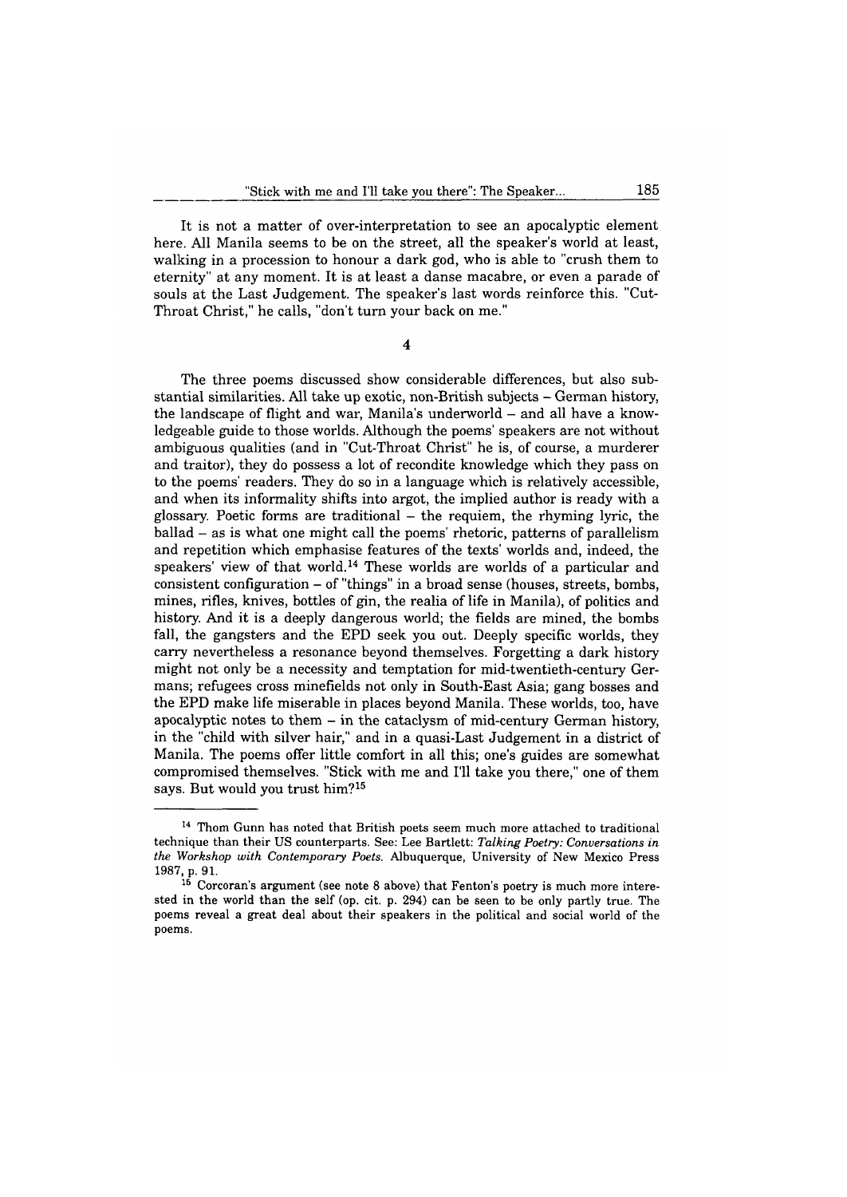It is not a matter of over-interpretation to see an apocalyptic element here. All Manila seems to be on the street, all the speaker's world at least, walking in a procession to honour a dark god, who is able to "crush them to eternity" at any moment. It is at least a danse macabre, or even a parade of souls at the Last Judgement. The speaker's last words reinforce this. "Cut-Throat Christ," he calls, "don't turn your back on me."

## 4

The three poems discussed show considerable differences, but also substantial similarities. All take up exotic, non-British subjects – German history, the landscape of flight and war, Manila's underworld – and all have a knowledgeable guide to those worlds. Although the poems' speakers are not without ambiguous qualities (and in "Cut-Throat Christ" he is, of course, a murderer and traitor), they do possess a lot of recondite knowledge which they pass on to the poems' readers. They do so in a language which is relatively accessible, and when its informality shifts into argot, the implied author is ready with a glossary. Poetic forms are traditional – the requiem, the rhyming lyric, the ballad – as is what one might call the poems' rhetoric, patterns of parallelism and repetition which emphasise features of the texts' worlds and, indeed, the speakers' view of that world.[14] These worlds are worlds of a particular and consistent configuration – of "things" in a broad sense (houses, streets, bombs, mines, rifles, knives, bottles of gin, the realia of life in Manila), of politics and history. And it is a deeply dangerous world; the fields are mined, the bombs fall, the gangsters and the EPD seek you out. Deeply specific worlds, they carry nevertheless a resonance beyond themselves. Forgetting a dark history might not only be a necessity and temptation for mid-twentieth-century Germans; refugees cross minefields not only in South-East Asia; gang bosses and the EPD make life miserable in places beyond Manila. These worlds, too, have apocalyptic notes to them – in the cataclysm of mid-century German history, in the "child with silver hair," and in a quasi-Last Judgement in a district of Manila. The poems offer little comfort in all this; one's guides are somewhat compromised themselves. "Stick with me and I'll take you there," one of them says. But would you trust him?[15]

---

[14] Thom Gunn has noted that British poets seem much more attached to traditional technique than their US counterparts. See: Lee Bartlett: *Talking Poetry: Conversations in the Workshop with Contemporary Poets*. Albuquerque, University of New Mexico Press 1987, p. 91.

[15] Corcoran's argument (see note 8 above) that Fenton's poetry is much more interested in the world than the self (op. cit. p. 294) can be seen to be only partly true. The poems reveal a great deal about their speakers in the political and social world of the poems.